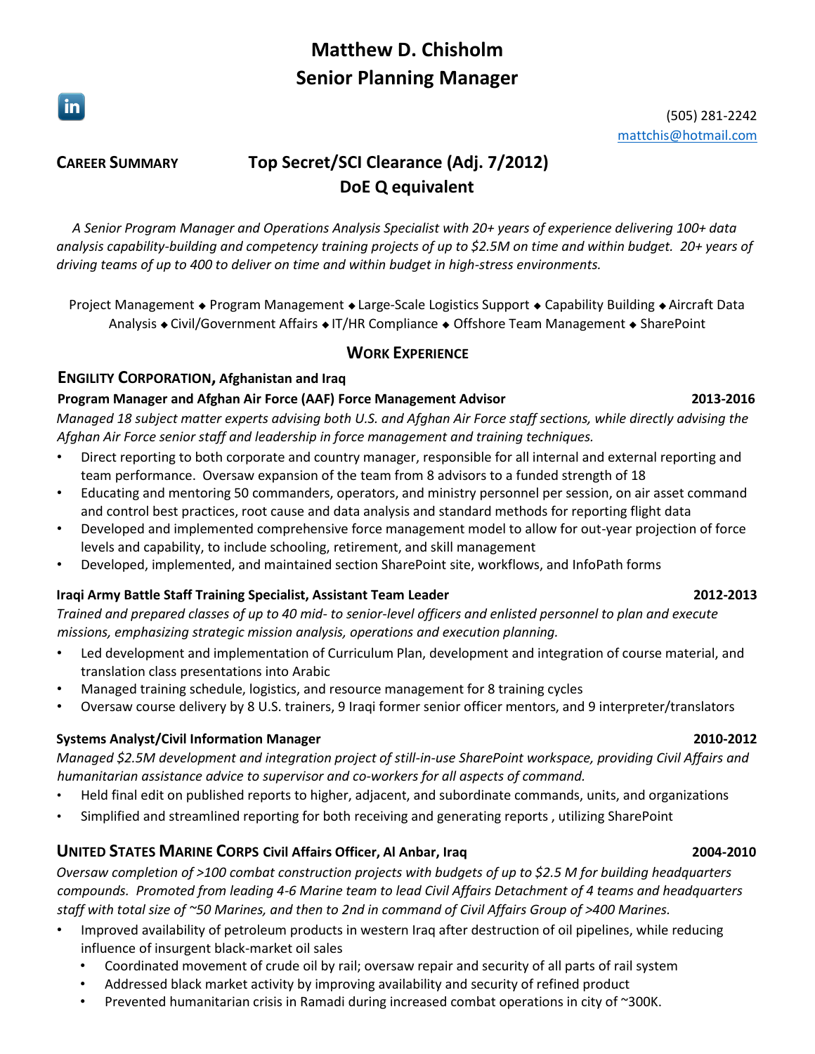# Matthew D. Chisholm
## Senior Planning Manager

(505) 281-2242
mattchis@hotmail.com

**CAREER SUMMARY**

**Top Secret/SCI Clearance (Adj. 7/2012)**
**DoE Q equivalent**

*A Senior Program Manager and Operations Analysis Specialist with 20+ years of experience delivering 100+ data analysis capability-building and competency training projects of up to $2.5M on time and within budget. 20+ years of driving teams of up to 400 to deliver on time and within budget in high-stress environments.*

Project Management ◆ Program Management ◆ Large-Scale Logistics Support ◆ Capability Building ◆ Aircraft Data Analysis ◆ Civil/Government Affairs ◆ IT/HR Compliance ◆ Offshore Team Management ◆ SharePoint

## WORK EXPERIENCE

### ENGILITY CORPORATION, Afghanistan and Iraq

**Program Manager and Afghan Air Force (AAF) Force Management Advisor** **2013-2016**

*Managed 18 subject matter experts advising both U.S. and Afghan Air Force staff sections, while directly advising the Afghan Air Force senior staff and leadership in force management and training techniques.*

- Direct reporting to both corporate and country manager, responsible for all internal and external reporting and team performance. Oversaw expansion of the team from 8 advisors to a funded strength of 18
- Educating and mentoring 50 commanders, operators, and ministry personnel per session, on air asset command and control best practices, root cause and data analysis and standard methods for reporting flight data
- Developed and implemented comprehensive force management model to allow for out-year projection of force levels and capability, to include schooling, retirement, and skill management
- Developed, implemented, and maintained section SharePoint site, workflows, and InfoPath forms

**Iraqi Army Battle Staff Training Specialist, Assistant Team Leader** **2012-2013**

*Trained and prepared classes of up to 40 mid- to senior-level officers and enlisted personnel to plan and execute missions, emphasizing strategic mission analysis, operations and execution planning.*

- Led development and implementation of Curriculum Plan, development and integration of course material, and translation class presentations into Arabic
- Managed training schedule, logistics, and resource management for 8 training cycles
- Oversaw course delivery by 8 U.S. trainers, 9 Iraqi former senior officer mentors, and 9 interpreter/translators

**Systems Analyst/Civil Information Manager** **2010-2012**

*Managed $2.5M development and integration project of still-in-use SharePoint workspace, providing Civil Affairs and humanitarian assistance advice to supervisor and co-workers for all aspects of command.*

- Held final edit on published reports to higher, adjacent, and subordinate commands, units, and organizations
- Simplified and streamlined reporting for both receiving and generating reports , utilizing SharePoint

### UNITED STATES MARINE CORPS Civil Affairs Officer, Al Anbar, Iraq **2004-2010**

*Oversaw completion of >100 combat construction projects with budgets of up to $2.5 M for building headquarters compounds. Promoted from leading 4-6 Marine team to lead Civil Affairs Detachment of 4 teams and headquarters staff with total size of ~50 Marines, and then to 2nd in command of Civil Affairs Group of >400 Marines.*

- Improved availability of petroleum products in western Iraq after destruction of oil pipelines, while reducing influence of insurgent black-market oil sales
  - Coordinated movement of crude oil by rail; oversaw repair and security of all parts of rail system
  - Addressed black market activity by improving availability and security of refined product
  - Prevented humanitarian crisis in Ramadi during increased combat operations in city of ~300K.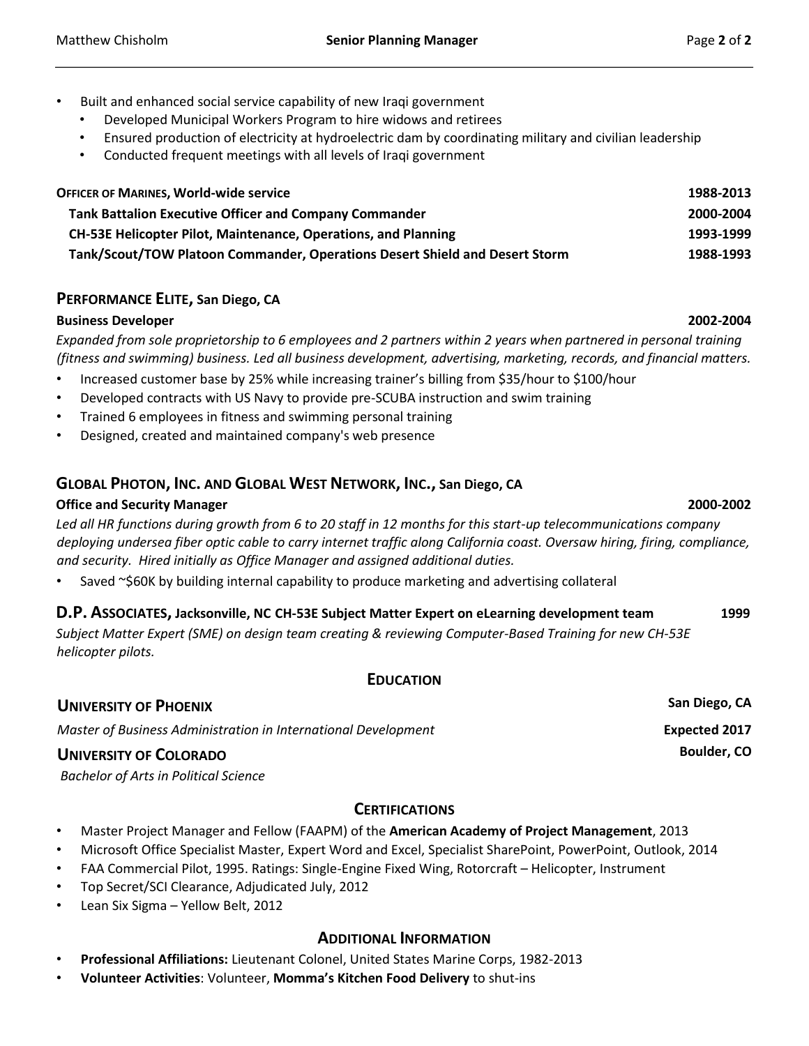- Built and enhanced social service capability of new Iraqi government
  - Developed Municipal Workers Program to hire widows and retirees
  - Ensured production of electricity at hydroelectric dam by coordinating military and civilian leadership
  - Conducted frequent meetings with all levels of Iraqi government

**OFFICER OF MARINES, World-wide service** **1988-2013**

**Tank Battalion Executive Officer and Company Commander** **2000-2004**

**CH-53E Helicopter Pilot, Maintenance, Operations, and Planning** **1993-1999**

**Tank/Scout/TOW Platoon Commander, Operations Desert Shield and Desert Storm** **1988-1993**

## PERFORMANCE ELITE, San Diego, CA

**Business Developer** **2002-2004**

*Expanded from sole proprietorship to 6 employees and 2 partners within 2 years when partnered in personal training (fitness and swimming) business. Led all business development, advertising, marketing, records, and financial matters.*

- Increased customer base by 25% while increasing trainer's billing from $35/hour to $100/hour
- Developed contracts with US Navy to provide pre-SCUBA instruction and swim training
- Trained 6 employees in fitness and swimming personal training
- Designed, created and maintained company's web presence

## GLOBAL PHOTON, INC. AND GLOBAL WEST NETWORK, INC., San Diego, CA

**Office and Security Manager** **2000-2002**

*Led all HR functions during growth from 6 to 20 staff in 12 months for this start-up telecommunications company deploying undersea fiber optic cable to carry internet traffic along California coast. Oversaw hiring, firing, compliance, and security. Hired initially as Office Manager and assigned additional duties.*

- Saved ~$60K by building internal capability to produce marketing and advertising collateral

## D.P. ASSOCIATES, Jacksonville, NC CH-53E Subject Matter Expert on eLearning development team **1999**

*Subject Matter Expert (SME) on design team creating & reviewing Computer-Based Training for new CH-53E helicopter pilots.*

# EDUCATION

## UNIVERSITY OF PHOENIX — San Diego, CA

*Master of Business Administration in International Development* — **Expected 2017**

## UNIVERSITY OF COLORADO — Boulder, CO

*Bachelor of Arts in Political Science*

# CERTIFICATIONS

- Master Project Manager and Fellow (FAAPM) of the **American Academy of Project Management**, 2013
- Microsoft Office Specialist Master, Expert Word and Excel, Specialist SharePoint, PowerPoint, Outlook, 2014
- FAA Commercial Pilot, 1995. Ratings: Single-Engine Fixed Wing, Rotorcraft – Helicopter, Instrument
- Top Secret/SCI Clearance, Adjudicated July, 2012
- Lean Six Sigma – Yellow Belt, 2012

# ADDITIONAL INFORMATION

- **Professional Affiliations:** Lieutenant Colonel, United States Marine Corps, 1982-2013
- **Volunteer Activities**: Volunteer, **Momma's Kitchen Food Delivery** to shut-ins